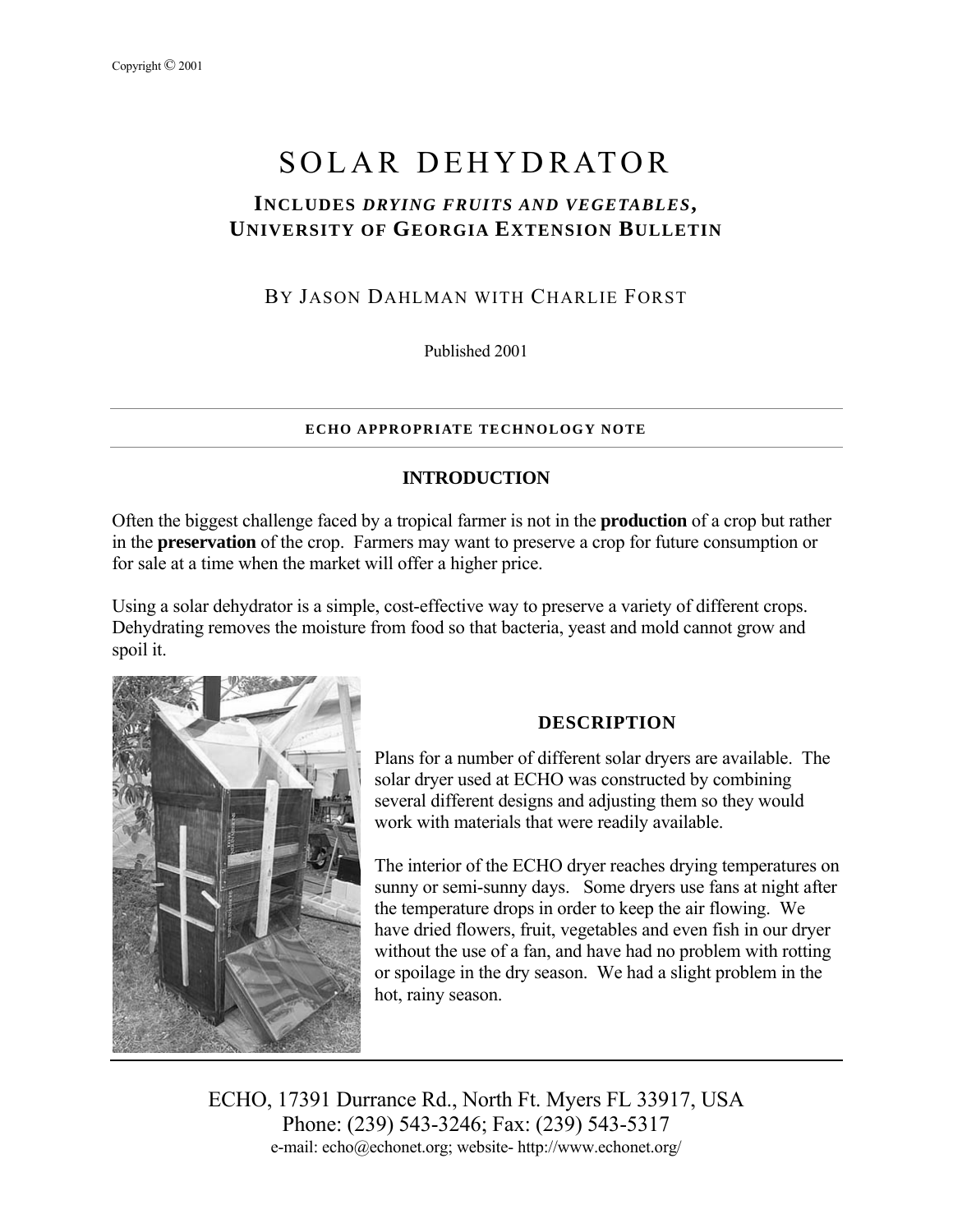Copyright © 2001

# SOLAR DEHYDRATOR

## INCLUDES *DRYING FRUITS AND VEGETABLES*, UNIVERSITY OF GEORGIA EXTENSION BULLETIN

BY JASON DAHLMAN WITH CHARLIE FORST

Published 2001

**ECHO APPROPRIATE TECHNOLOGY NOTE**

### INTRODUCTION

Often the biggest challenge faced by a tropical farmer is not in the **production** of a crop but rather in the **preservation** of the crop. Farmers may want to preserve a crop for future consumption or for sale at a time when the market will offer a higher price.

Using a solar dehydrator is a simple, cost-effective way to preserve a variety of different crops. Dehydrating removes the moisture from food so that bacteria, yeast and mold cannot grow and spoil it.

### DESCRIPTION

Plans for a number of different solar dryers are available. The solar dryer used at ECHO was constructed by combining several different designs and adjusting them so they would work with materials that were readily available.

The interior of the ECHO dryer reaches drying temperatures on sunny or semi-sunny days. Some dryers use fans at night after the temperature drops in order to keep the air flowing. We have dried flowers, fruit, vegetables and even fish in our dryer without the use of a fan, and have had no problem with rotting or spoilage in the dry season. We had a slight problem in the hot, rainy season.

ECHO, 17391 Durrance Rd., North Ft. Myers FL 33917, USA
Phone: (239) 543-3246; Fax: (239) 543-5317
e-mail: echo@echonet.org; website- http://www.echonet.org/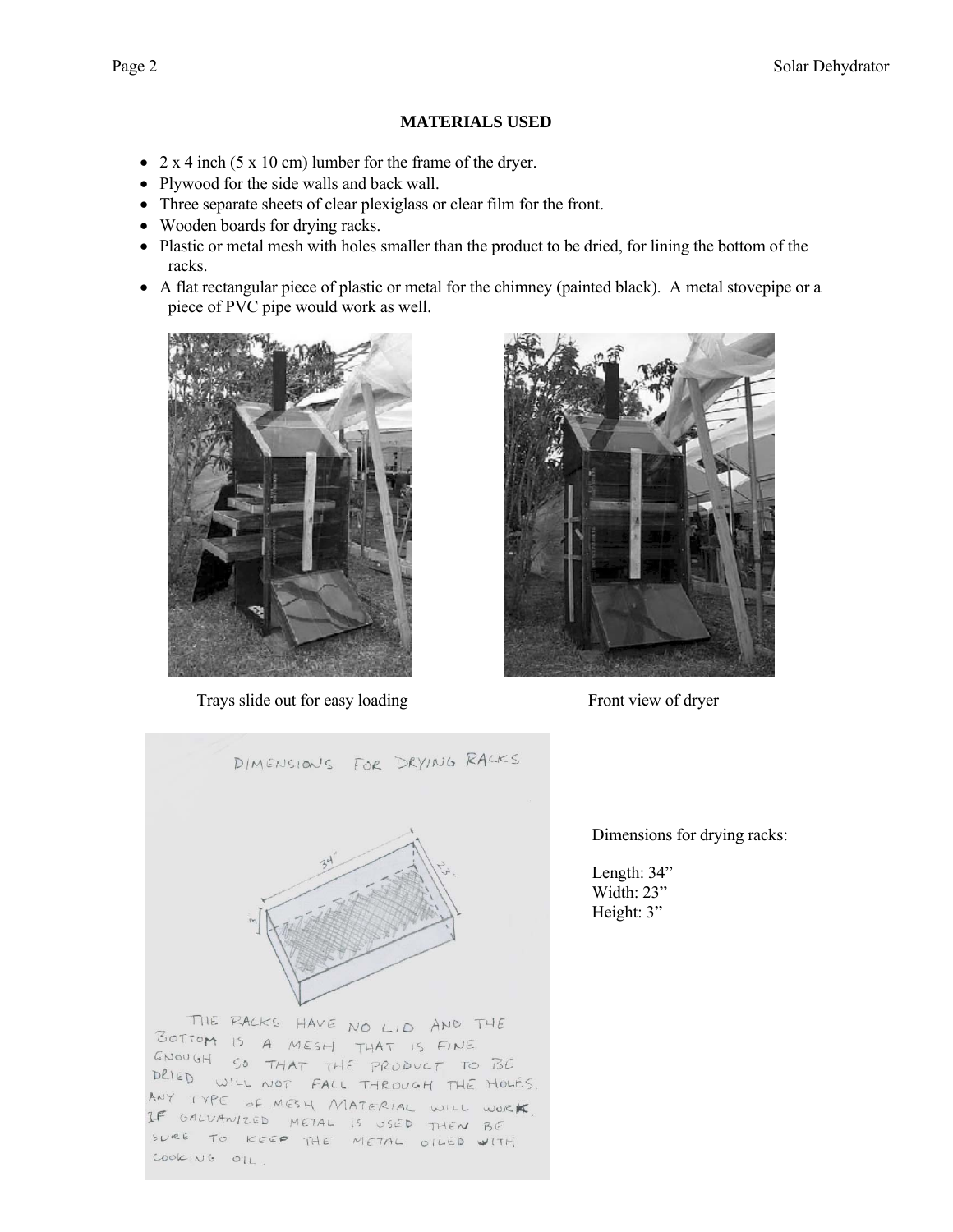## MATERIALS USED

- 2 x 4 inch (5 x 10 cm) lumber for the frame of the dryer.
- Plywood for the side walls and back wall.
- Three separate sheets of clear plexiglass or clear film for the front.
- Wooden boards for drying racks.
- Plastic or metal mesh with holes smaller than the product to be dried, for lining the bottom of the racks.
- A flat rectangular piece of plastic or metal for the chimney (painted black). A metal stovepipe or a piece of PVC pipe would work as well.

Trays slide out for easy loading

Front view of dryer

DIMENSIONS FOR DRYING RACKS

THE RACKS HAVE NO LID AND THE BOTTOM IS A MESH THAT IS FINE ENOUGH SO THAT THE PRODUCT TO BE DRIED WILL NOT FALL THROUGH THE HOLES. ANY TYPE OF MESH MATERIAL WILL WORK. IF GALVANIZED METAL IS USED THEN BE SURE TO KEEP THE METAL OILED WITH COOKING OIL.

Dimensions for drying racks:

Length: 34”
Width: 23”
Height: 3”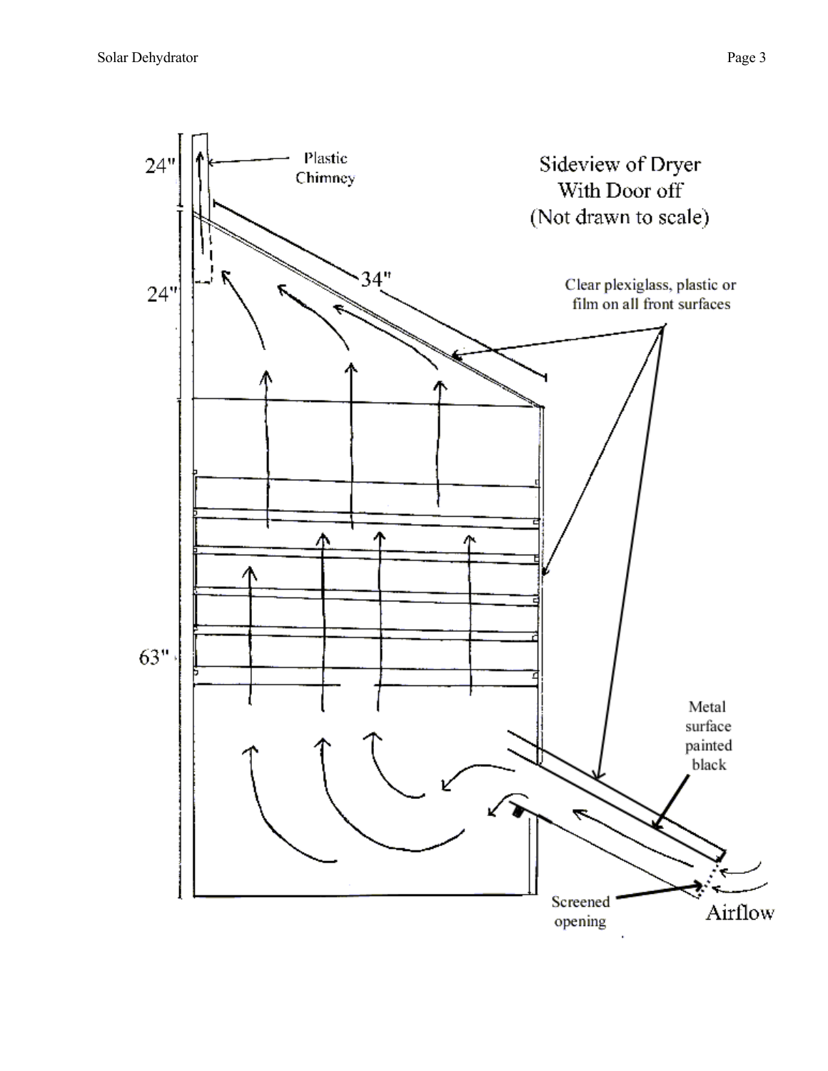Sideview of Dryer
With Door off
(Not drawn to scale)

Plastic Chimney

24"

24"

63"

34"

Clear plexiglass, plastic or film on all front surfaces

Metal surface painted black

Screened opening

Airflow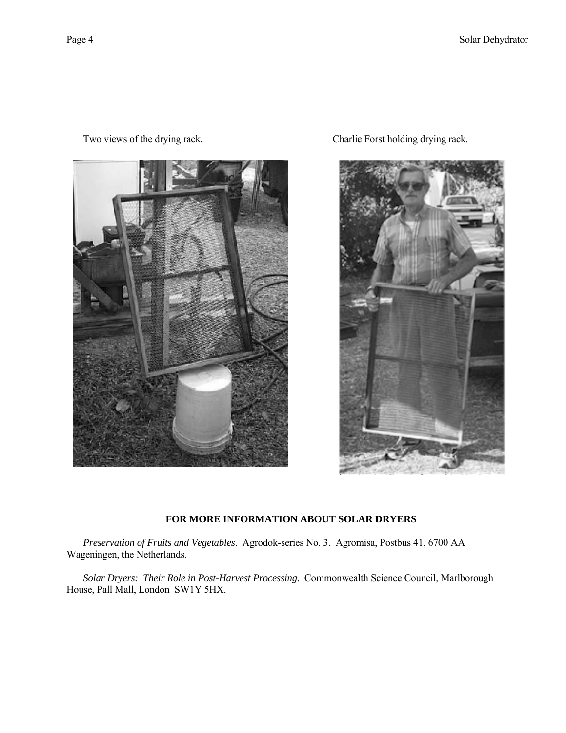Two views of the drying rack**.**

Charlie Forst holding drying rack.

**FOR MORE INFORMATION ABOUT SOLAR DRYERS**

*Preservation of Fruits and Vegetables*. Agrodok-series No. 3. Agromisa, Postbus 41, 6700 AA Wageningen, the Netherlands.

*Solar Dryers: Their Role in Post-Harvest Processing*. Commonwealth Science Council, Marlborough House, Pall Mall, London SW1Y 5HX.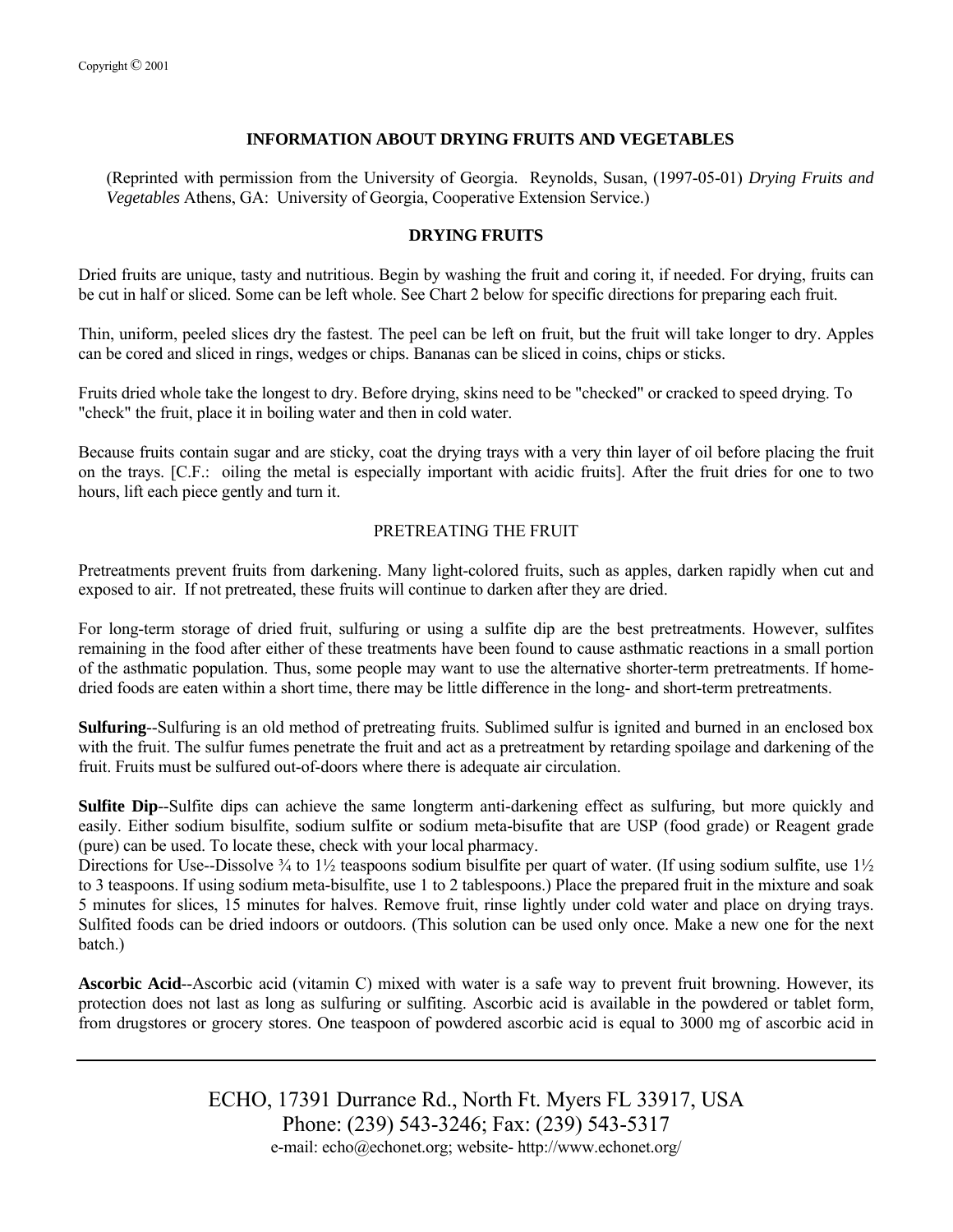## INFORMATION ABOUT DRYING FRUITS AND VEGETABLES

(Reprinted with permission from the University of Georgia. Reynolds, Susan, (1997-05-01) *Drying Fruits and Vegetables* Athens, GA: University of Georgia, Cooperative Extension Service.)

### DRYING FRUITS

Dried fruits are unique, tasty and nutritious. Begin by washing the fruit and coring it, if needed. For drying, fruits can be cut in half or sliced. Some can be left whole. See Chart 2 below for specific directions for preparing each fruit.

Thin, uniform, peeled slices dry the fastest. The peel can be left on fruit, but the fruit will take longer to dry. Apples can be cored and sliced in rings, wedges or chips. Bananas can be sliced in coins, chips or sticks.

Fruits dried whole take the longest to dry. Before drying, skins need to be "checked" or cracked to speed drying. To "check" the fruit, place it in boiling water and then in cold water.

Because fruits contain sugar and are sticky, coat the drying trays with a very thin layer of oil before placing the fruit on the trays. [C.F.: oiling the metal is especially important with acidic fruits]. After the fruit dries for one to two hours, lift each piece gently and turn it.

#### PRETREATING THE FRUIT

Pretreatments prevent fruits from darkening. Many light-colored fruits, such as apples, darken rapidly when cut and exposed to air. If not pretreated, these fruits will continue to darken after they are dried.

For long-term storage of dried fruit, sulfuring or using a sulfite dip are the best pretreatments. However, sulfites remaining in the food after either of these treatments have been found to cause asthmatic reactions in a small portion of the asthmatic population. Thus, some people may want to use the alternative shorter-term pretreatments. If home-dried foods are eaten within a short time, there may be little difference in the long- and short-term pretreatments.

**Sulfuring**--Sulfuring is an old method of pretreating fruits. Sublimed sulfur is ignited and burned in an enclosed box with the fruit. The sulfur fumes penetrate the fruit and act as a pretreatment by retarding spoilage and darkening of the fruit. Fruits must be sulfured out-of-doors where there is adequate air circulation.

**Sulfite Dip**--Sulfite dips can achieve the same longterm anti-darkening effect as sulfuring, but more quickly and easily. Either sodium bisulfite, sodium sulfite or sodium meta-bisufite that are USP (food grade) or Reagent grade (pure) can be used. To locate these, check with your local pharmacy.
Directions for Use--Dissolve ¾ to 1½ teaspoons sodium bisulfite per quart of water. (If using sodium sulfite, use 1½ to 3 teaspoons. If using sodium meta-bisulfite, use 1 to 2 tablespoons.) Place the prepared fruit in the mixture and soak 5 minutes for slices, 15 minutes for halves. Remove fruit, rinse lightly under cold water and place on drying trays. Sulfited foods can be dried indoors or outdoors. (This solution can be used only once. Make a new one for the next batch.)

**Ascorbic Acid**--Ascorbic acid (vitamin C) mixed with water is a safe way to prevent fruit browning. However, its protection does not last as long as sulfuring or sulfiting. Ascorbic acid is available in the powdered or tablet form, from drugstores or grocery stores. One teaspoon of powdered ascorbic acid is equal to 3000 mg of ascorbic acid in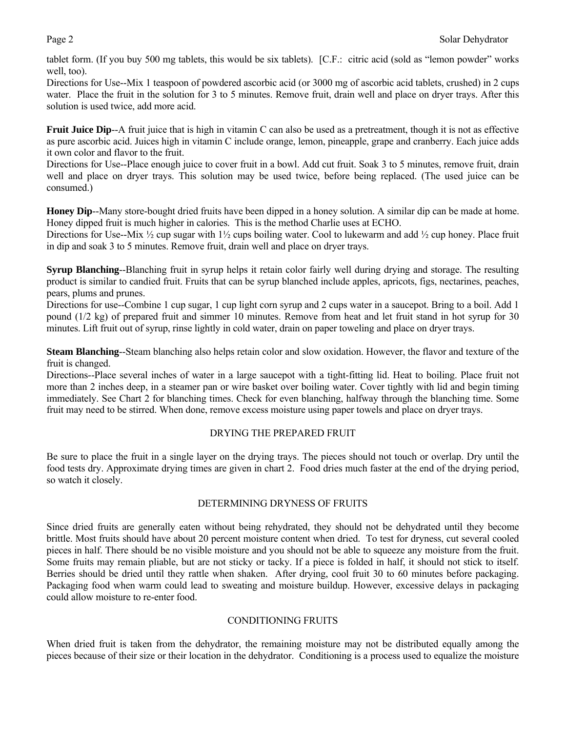tablet form. (If you buy 500 mg tablets, this would be six tablets). [C.F.: citric acid (sold as "lemon powder" works well, too).

Directions for Use--Mix 1 teaspoon of powdered ascorbic acid (or 3000 mg of ascorbic acid tablets, crushed) in 2 cups water. Place the fruit in the solution for 3 to 5 minutes. Remove fruit, drain well and place on dryer trays. After this solution is used twice, add more acid.

**Fruit Juice Dip**--A fruit juice that is high in vitamin C can also be used as a pretreatment, though it is not as effective as pure ascorbic acid. Juices high in vitamin C include orange, lemon, pineapple, grape and cranberry. Each juice adds it own color and flavor to the fruit.

Directions for Use--Place enough juice to cover fruit in a bowl. Add cut fruit. Soak 3 to 5 minutes, remove fruit, drain well and place on dryer trays. This solution may be used twice, before being replaced. (The used juice can be consumed.)

**Honey Dip**--Many store-bought dried fruits have been dipped in a honey solution. A similar dip can be made at home. Honey dipped fruit is much higher in calories. This is the method Charlie uses at ECHO.

Directions for Use--Mix ½ cup sugar with 1½ cups boiling water. Cool to lukewarm and add ½ cup honey. Place fruit in dip and soak 3 to 5 minutes. Remove fruit, drain well and place on dryer trays.

**Syrup Blanching**--Blanching fruit in syrup helps it retain color fairly well during drying and storage. The resulting product is similar to candied fruit. Fruits that can be syrup blanched include apples, apricots, figs, nectarines, peaches, pears, plums and prunes.

Directions for use--Combine 1 cup sugar, 1 cup light corn syrup and 2 cups water in a saucepot. Bring to a boil. Add 1 pound (1/2 kg) of prepared fruit and simmer 10 minutes. Remove from heat and let fruit stand in hot syrup for 30 minutes. Lift fruit out of syrup, rinse lightly in cold water, drain on paper toweling and place on dryer trays.

**Steam Blanching**--Steam blanching also helps retain color and slow oxidation. However, the flavor and texture of the fruit is changed.

Directions--Place several inches of water in a large saucepot with a tight-fitting lid. Heat to boiling. Place fruit not more than 2 inches deep, in a steamer pan or wire basket over boiling water. Cover tightly with lid and begin timing immediately. See Chart 2 for blanching times. Check for even blanching, halfway through the blanching time. Some fruit may need to be stirred. When done, remove excess moisture using paper towels and place on dryer trays.

## DRYING THE PREPARED FRUIT

Be sure to place the fruit in a single layer on the drying trays. The pieces should not touch or overlap. Dry until the food tests dry. Approximate drying times are given in chart 2. Food dries much faster at the end of the drying period, so watch it closely.

## DETERMINING DRYNESS OF FRUITS

Since dried fruits are generally eaten without being rehydrated, they should not be dehydrated until they become brittle. Most fruits should have about 20 percent moisture content when dried. To test for dryness, cut several cooled pieces in half. There should be no visible moisture and you should not be able to squeeze any moisture from the fruit. Some fruits may remain pliable, but are not sticky or tacky. If a piece is folded in half, it should not stick to itself. Berries should be dried until they rattle when shaken. After drying, cool fruit 30 to 60 minutes before packaging. Packaging food when warm could lead to sweating and moisture buildup. However, excessive delays in packaging could allow moisture to re-enter food.

## CONDITIONING FRUITS

When dried fruit is taken from the dehydrator, the remaining moisture may not be distributed equally among the pieces because of their size or their location in the dehydrator. Conditioning is a process used to equalize the moisture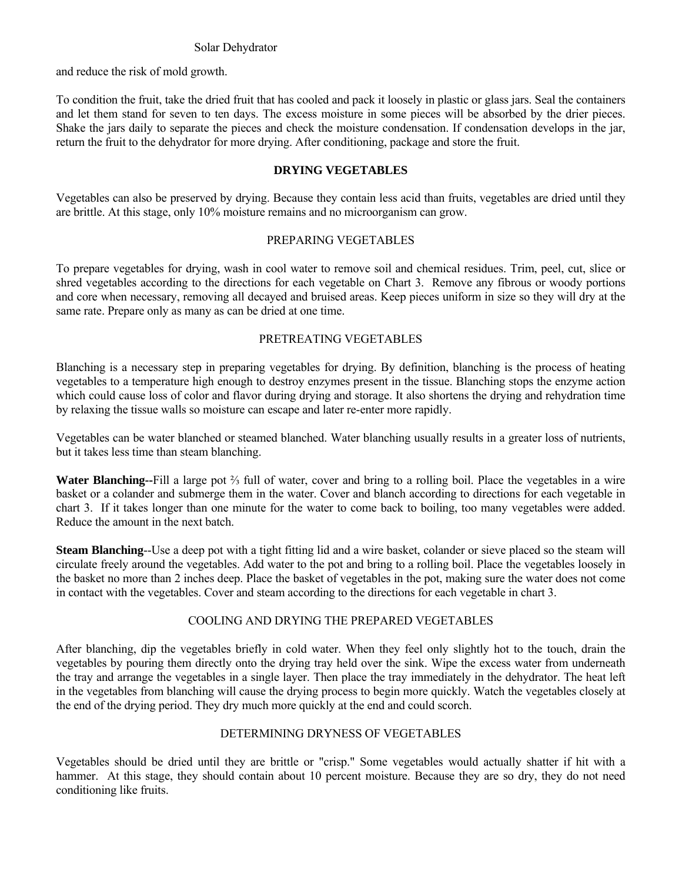and reduce the risk of mold growth.

To condition the fruit, take the dried fruit that has cooled and pack it loosely in plastic or glass jars. Seal the containers and let them stand for seven to ten days. The excess moisture in some pieces will be absorbed by the drier pieces. Shake the jars daily to separate the pieces and check the moisture condensation. If condensation develops in the jar, return the fruit to the dehydrator for more drying. After conditioning, package and store the fruit.

## DRYING VEGETABLES

Vegetables can also be preserved by drying. Because they contain less acid than fruits, vegetables are dried until they are brittle. At this stage, only 10% moisture remains and no microorganism can grow.

### PREPARING VEGETABLES

To prepare vegetables for drying, wash in cool water to remove soil and chemical residues. Trim, peel, cut, slice or shred vegetables according to the directions for each vegetable on Chart 3. Remove any fibrous or woody portions and core when necessary, removing all decayed and bruised areas. Keep pieces uniform in size so they will dry at the same rate. Prepare only as many as can be dried at one time.

### PRETREATING VEGETABLES

Blanching is a necessary step in preparing vegetables for drying. By definition, blanching is the process of heating vegetables to a temperature high enough to destroy enzymes present in the tissue. Blanching stops the enzyme action which could cause loss of color and flavor during drying and storage. It also shortens the drying and rehydration time by relaxing the tissue walls so moisture can escape and later re-enter more rapidly.

Vegetables can be water blanched or steamed blanched. Water blanching usually results in a greater loss of nutrients, but it takes less time than steam blanching.

**Water Blanching--**Fill a large pot ⅔ full of water, cover and bring to a rolling boil. Place the vegetables in a wire basket or a colander and submerge them in the water. Cover and blanch according to directions for each vegetable in chart 3. If it takes longer than one minute for the water to come back to boiling, too many vegetables were added. Reduce the amount in the next batch.

**Steam Blanching**--Use a deep pot with a tight fitting lid and a wire basket, colander or sieve placed so the steam will circulate freely around the vegetables. Add water to the pot and bring to a rolling boil. Place the vegetables loosely in the basket no more than 2 inches deep. Place the basket of vegetables in the pot, making sure the water does not come in contact with the vegetables. Cover and steam according to the directions for each vegetable in chart 3.

### COOLING AND DRYING THE PREPARED VEGETABLES

After blanching, dip the vegetables briefly in cold water. When they feel only slightly hot to the touch, drain the vegetables by pouring them directly onto the drying tray held over the sink. Wipe the excess water from underneath the tray and arrange the vegetables in a single layer. Then place the tray immediately in the dehydrator. The heat left in the vegetables from blanching will cause the drying process to begin more quickly. Watch the vegetables closely at the end of the drying period. They dry much more quickly at the end and could scorch.

### DETERMINING DRYNESS OF VEGETABLES

Vegetables should be dried until they are brittle or "crisp." Some vegetables would actually shatter if hit with a hammer. At this stage, they should contain about 10 percent moisture. Because they are so dry, they do not need conditioning like fruits.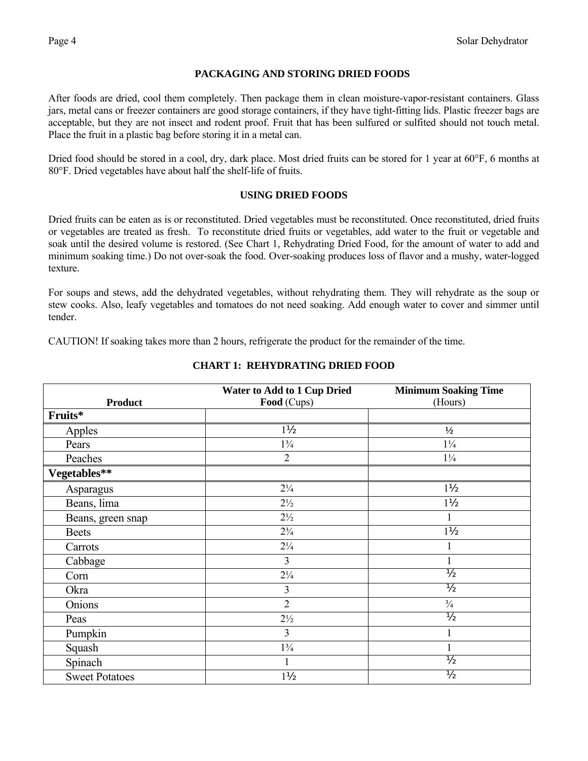## PACKAGING AND STORING DRIED FOODS

After foods are dried, cool them completely. Then package them in clean moisture-vapor-resistant containers. Glass jars, metal cans or freezer containers are good storage containers, if they have tight-fitting lids. Plastic freezer bags are acceptable, but they are not insect and rodent proof. Fruit that has been sulfured or sulfited should not touch metal. Place the fruit in a plastic bag before storing it in a metal can.

Dried food should be stored in a cool, dry, dark place. Most dried fruits can be stored for 1 year at 60°F, 6 months at 80°F. Dried vegetables have about half the shelf-life of fruits.

## USING DRIED FOODS

Dried fruits can be eaten as is or reconstituted. Dried vegetables must be reconstituted. Once reconstituted, dried fruits or vegetables are treated as fresh. To reconstitute dried fruits or vegetables, add water to the fruit or vegetable and soak until the desired volume is restored. (See Chart 1, Rehydrating Dried Food, for the amount of water to add and minimum soaking time.) Do not over-soak the food. Over-soaking produces loss of flavor and a mushy, water-logged texture.

For soups and stews, add the dehydrated vegetables, without rehydrating them. They will rehydrate as the soup or stew cooks. Also, leafy vegetables and tomatoes do not need soaking. Add enough water to cover and simmer until tender.

CAUTION! If soaking takes more than 2 hours, refrigerate the product for the remainder of the time.

### CHART 1: REHYDRATING DRIED FOOD

| Product | **Water to Add to 1 Cup Dried Food** (Cups) | **Minimum Soaking Time** (Hours) |
|---|---|---|
| **Fruits*** | | |
| Apples | 1½ | ½ |
| Pears | 1¾ | 1¼ |
| Peaches | 2 | 1¼ |
| **Vegetables**** | | |
| Asparagus | 2¼ | 1½ |
| Beans, lima | 2½ | 1½ |
| Beans, green snap | 2½ | 1 |
| Beets | 2¾ | 1½ |
| Carrots | 2¼ | 1 |
| Cabbage | 3 | 1 |
| Corn | 2¼ | ½ |
| Okra | 3 | ½ |
| Onions | 2 | ¾ |
| Peas | 2½ | ½ |
| Pumpkin | 3 | 1 |
| Squash | 1¾ | 1 |
| Spinach | 1 | ½ |
| Sweet Potatoes | 1½ | ½ |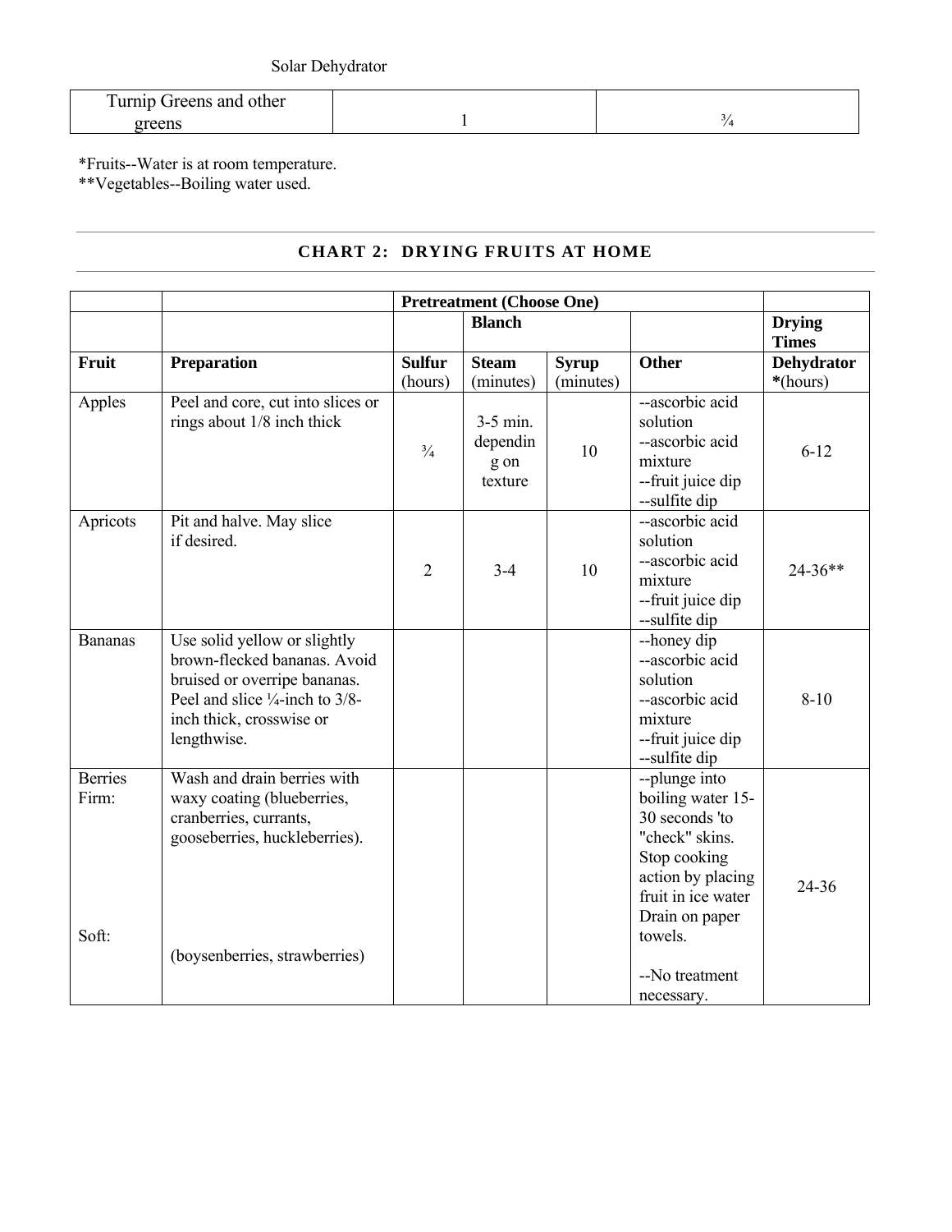| Solar Dehydrator | | |
|---|---|---|
| Turnip Greens and other greens | 1 | ¾ |

*Fruits--Water is at room temperature.
**Vegetables--Boiling water used.

---

## CHART 2: DRYING FRUITS AT HOME

| | | Pretreatment (Choose One) | | | | |
|---|---|---|---|---|---|---|
| | | | Blanch | | | Drying Times |
| **Fruit** | **Preparation** | **Sulfur** (hours) | **Steam** (minutes) | **Syrup** (minutes) | **Other** | **Dehydrator** *(hours) |
| Apples | Peel and core, cut into slices or rings about 1/8 inch thick | ¾ | 3-5 min. depending on texture | 10 | --ascorbic acid solution<br>--ascorbic acid mixture<br>--fruit juice dip<br>--sulfite dip | 6-12 |
| Apricots | Pit and halve. May slice if desired. | 2 | 3-4 | 10 | --ascorbic acid solution<br>--ascorbic acid mixture<br>--fruit juice dip<br>--sulfite dip | 24-36** |
| Bananas | Use solid yellow or slightly brown-flecked bananas. Avoid bruised or overripe bananas. Peel and slice ¼-inch to 3/8-inch thick, crosswise or lengthwise. | | | | --honey dip<br>--ascorbic acid solution<br>--ascorbic acid mixture<br>--fruit juice dip<br>--sulfite dip | 8-10 |
| Berries Firm:<br><br>Soft: | Wash and drain berries with waxy coating (blueberries, cranberries, currants, gooseberries, huckleberries).<br><br>(boysenberries, strawberries) | | | | --plunge into boiling water 15-30 seconds 'to "check" skins. Stop cooking action by placing fruit in ice water Drain on paper towels.<br><br>--No treatment necessary. | 24-36 |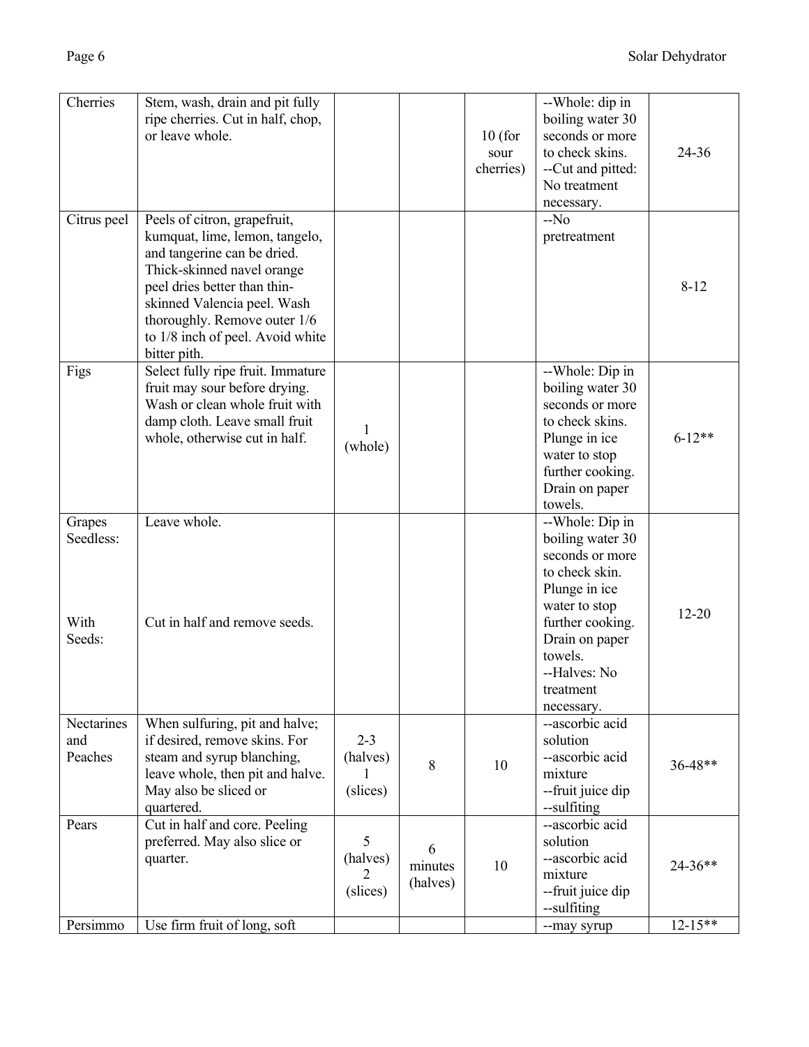| Cherries | Stem, wash, drain and pit fully ripe cherries. Cut in half, chop, or leave whole. | | | 10 (for sour cherries) | --Whole: dip in boiling water 30 seconds or more to check skins.<br>--Cut and pitted: No treatment necessary. | 24-36 |
|---|---|---|---|---|---|---|
| Citrus peel | Peels of citron, grapefruit, kumquat, lime, lemon, tangelo, and tangerine can be dried. Thick-skinned navel orange peel dries better than thin-skinned Valencia peel. Wash thoroughly. Remove outer 1/6 to 1/8 inch of peel. Avoid white bitter pith. | | | | --No pretreatment | 8-12 |
| Figs | Select fully ripe fruit. Immature fruit may sour before drying. Wash or clean whole fruit with damp cloth. Leave small fruit whole, otherwise cut in half. | 1 (whole) | | | --Whole: Dip in boiling water 30 seconds or more to check skins. Plunge in ice water to stop further cooking. Drain on paper towels. | 6-12** |
| Grapes Seedless:<br><br>With Seeds: | Leave whole.<br><br>Cut in half and remove seeds. | | | | --Whole: Dip in boiling water 30 seconds or more to check skin. Plunge in ice water to stop further cooking. Drain on paper towels.<br>--Halves: No treatment necessary. | 12-20 |
| Nectarines and Peaches | When sulfuring, pit and halve; if desired, remove skins. For steam and syrup blanching, leave whole, then pit and halve. May also be sliced or quartered. | 2-3 (halves)<br>1 (slices) | 8 | 10 | --ascorbic acid solution<br>--ascorbic acid mixture<br>--fruit juice dip<br>--sulfiting | 36-48** |
| Pears | Cut in half and core. Peeling preferred. May also slice or quarter. | 5 (halves)<br>2 (slices) | 6 minutes (halves) | 10 | --ascorbic acid solution<br>--ascorbic acid mixture<br>--fruit juice dip<br>--sulfiting | 24-36** |
| Persimmo | Use firm fruit of long, soft | | | | --may syrup | 12-15** |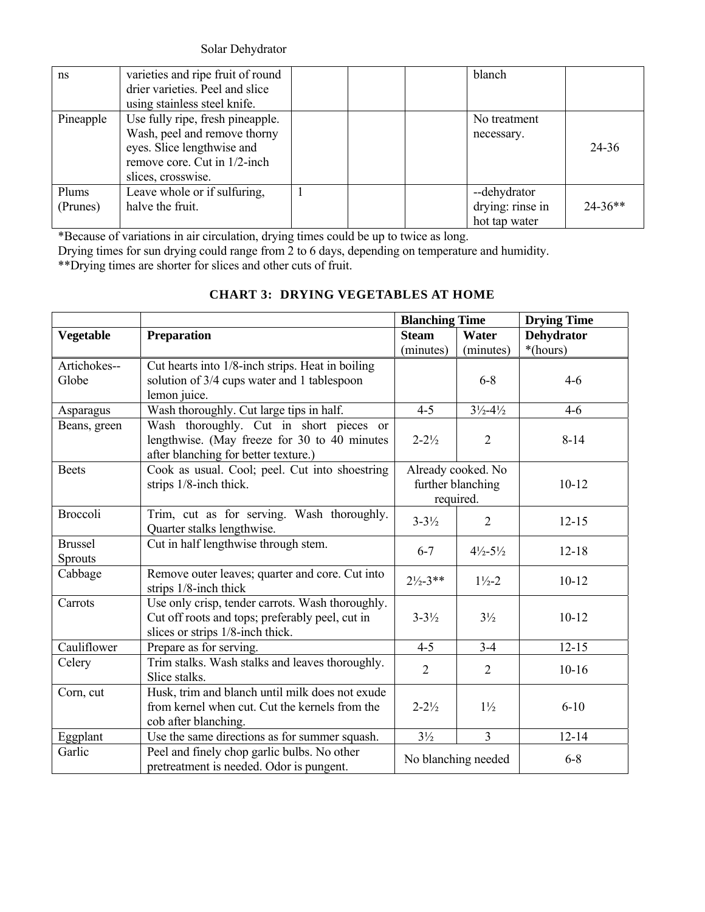| | | | | | | |
|---|---|---|---|---|---|---|
| ns | varieties and ripe fruit of round drier varieties. Peel and slice using stainless steel knife. | | | | blanch | |
| Pineapple | Use fully ripe, fresh pineapple. Wash, peel and remove thorny eyes. Slice lengthwise and remove core. Cut in 1/2-inch slices, crosswise. | | | | No treatment necessary. | 24-36 |
| Plums (Prunes) | Leave whole or if sulfuring, halve the fruit. | 1 | | | --dehydrator drying: rinse in hot tap water | 24-36** |

*Because of variations in air circulation, drying times could be up to twice as long.
Drying times for sun drying could range from 2 to 6 days, depending on temperature and humidity.
**Drying times are shorter for slices and other cuts of fruit.

## CHART 3: DRYING VEGETABLES AT HOME

| | | **Blanching Time** | | **Drying Time** |
|---|---|---|---|---|
| **Vegetable** | **Preparation** | **Steam** (minutes) | **Water** (minutes) | **Dehydrator** *(hours) |
| Artichokes--Globe | Cut hearts into 1/8-inch strips. Heat in boiling solution of 3/4 cups water and 1 tablespoon lemon juice. | | 6-8 | 4-6 |
| Asparagus | Wash thoroughly. Cut large tips in half. | 4-5 | 3½-4½ | 4-6 |
| Beans, green | Wash thoroughly. Cut in short pieces or lengthwise. (May freeze for 30 to 40 minutes after blanching for better texture.) | 2-2½ | 2 | 8-14 |
| Beets | Cook as usual. Cool; peel. Cut into shoestring strips 1/8-inch thick. | Already cooked. No further blanching required. | | 10-12 |
| Broccoli | Trim, cut as for serving. Wash thoroughly. Quarter stalks lengthwise. | 3-3½ | 2 | 12-15 |
| Brussel Sprouts | Cut in half lengthwise through stem. | 6-7 | 4½-5½ | 12-18 |
| Cabbage | Remove outer leaves; quarter and core. Cut into strips 1/8-inch thick | 2½-3** | 1½-2 | 10-12 |
| Carrots | Use only crisp, tender carrots. Wash thoroughly. Cut off roots and tops; preferably peel, cut in slices or strips 1/8-inch thick. | 3-3½ | 3½ | 10-12 |
| Cauliflower | Prepare as for serving. | 4-5 | 3-4 | 12-15 |
| Celery | Trim stalks. Wash stalks and leaves thoroughly. Slice stalks. | 2 | 2 | 10-16 |
| Corn, cut | Husk, trim and blanch until milk does not exude from kernel when cut. Cut the kernels from the cob after blanching. | 2-2½ | 1½ | 6-10 |
| Eggplant | Use the same directions as for summer squash. | 3½ | 3 | 12-14 |
| Garlic | Peel and finely chop garlic bulbs. No other pretreatment is needed. Odor is pungent. | No blanching needed | | 6-8 |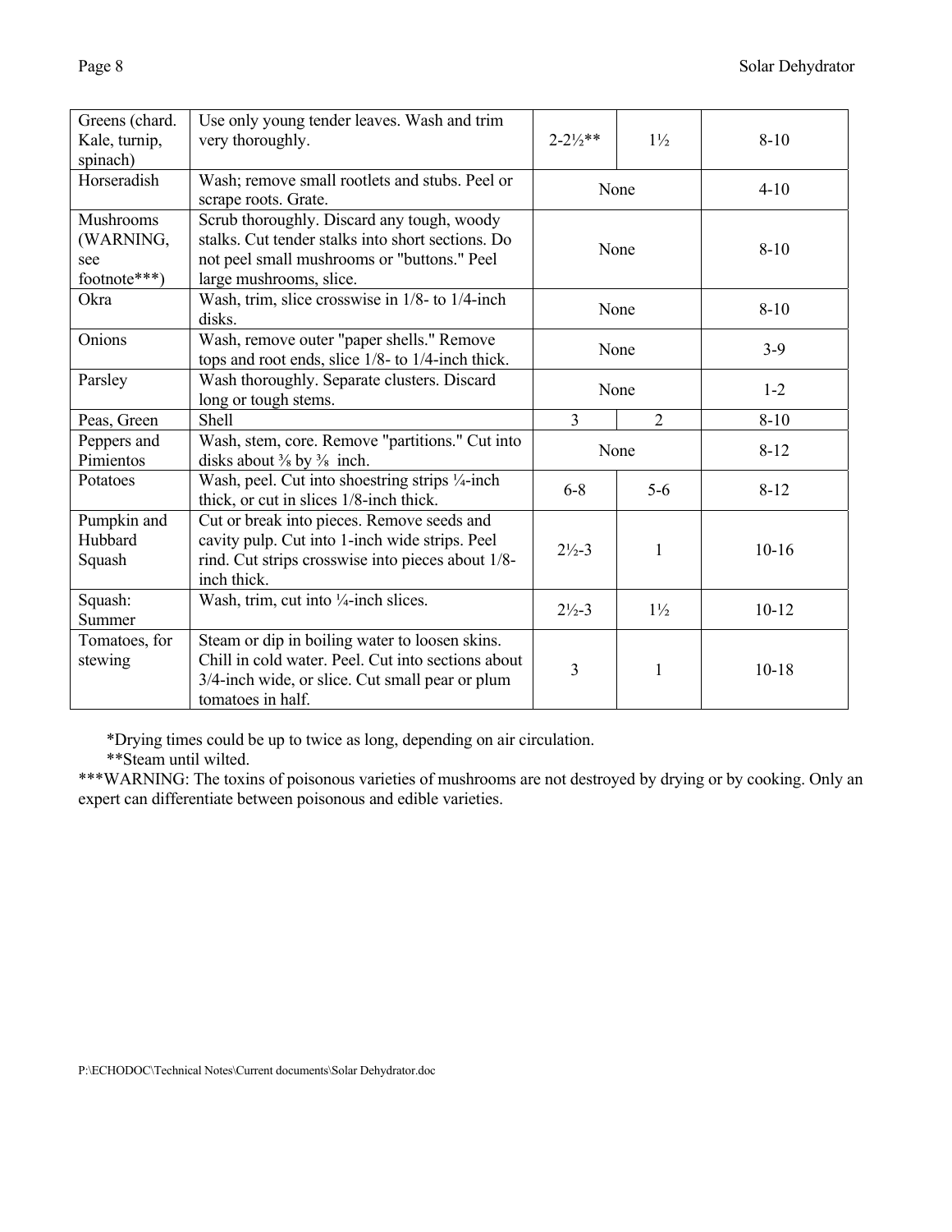| | | | | |
|---|---|---|---|---|
| Greens (chard. Kale, turnip, spinach) | Use only young tender leaves. Wash and trim very thoroughly. | 2-2½** | 1½ | 8-10 |
| Horseradish | Wash; remove small rootlets and stubs. Peel or scrape roots. Grate. | None | | 4-10 |
| Mushrooms (WARNING, see footnote***) | Scrub thoroughly. Discard any tough, woody stalks. Cut tender stalks into short sections. Do not peel small mushrooms or "buttons." Peel large mushrooms, slice. | None | | 8-10 |
| Okra | Wash, trim, slice crosswise in 1/8- to 1/4-inch disks. | None | | 8-10 |
| Onions | Wash, remove outer "paper shells." Remove tops and root ends, slice 1/8- to 1/4-inch thick. | None | | 3-9 |
| Parsley | Wash thoroughly. Separate clusters. Discard long or tough stems. | None | | 1-2 |
| Peas, Green | Shell | 3 | 2 | 8-10 |
| Peppers and Pimientos | Wash, stem, core. Remove "partitions." Cut into disks about ⅜ by ⅜ inch. | None | | 8-12 |
| Potatoes | Wash, peel. Cut into shoestring strips ¼-inch thick, or cut in slices 1/8-inch thick. | 6-8 | 5-6 | 8-12 |
| Pumpkin and Hubbard Squash | Cut or break into pieces. Remove seeds and cavity pulp. Cut into 1-inch wide strips. Peel rind. Cut strips crosswise into pieces about 1/8-inch thick. | 2½-3 | 1 | 10-16 |
| Squash: Summer | Wash, trim, cut into ¼-inch slices. | 2½-3 | 1½ | 10-12 |
| Tomatoes, for stewing | Steam or dip in boiling water to loosen skins. Chill in cold water. Peel. Cut into sections about 3/4-inch wide, or slice. Cut small pear or plum tomatoes in half. | 3 | 1 | 10-18 |

*Drying times could be up to twice as long, depending on air circulation.

**Steam until wilted.

***WARNING: The toxins of poisonous varieties of mushrooms are not destroyed by drying or by cooking. Only an expert can differentiate between poisonous and edible varieties.